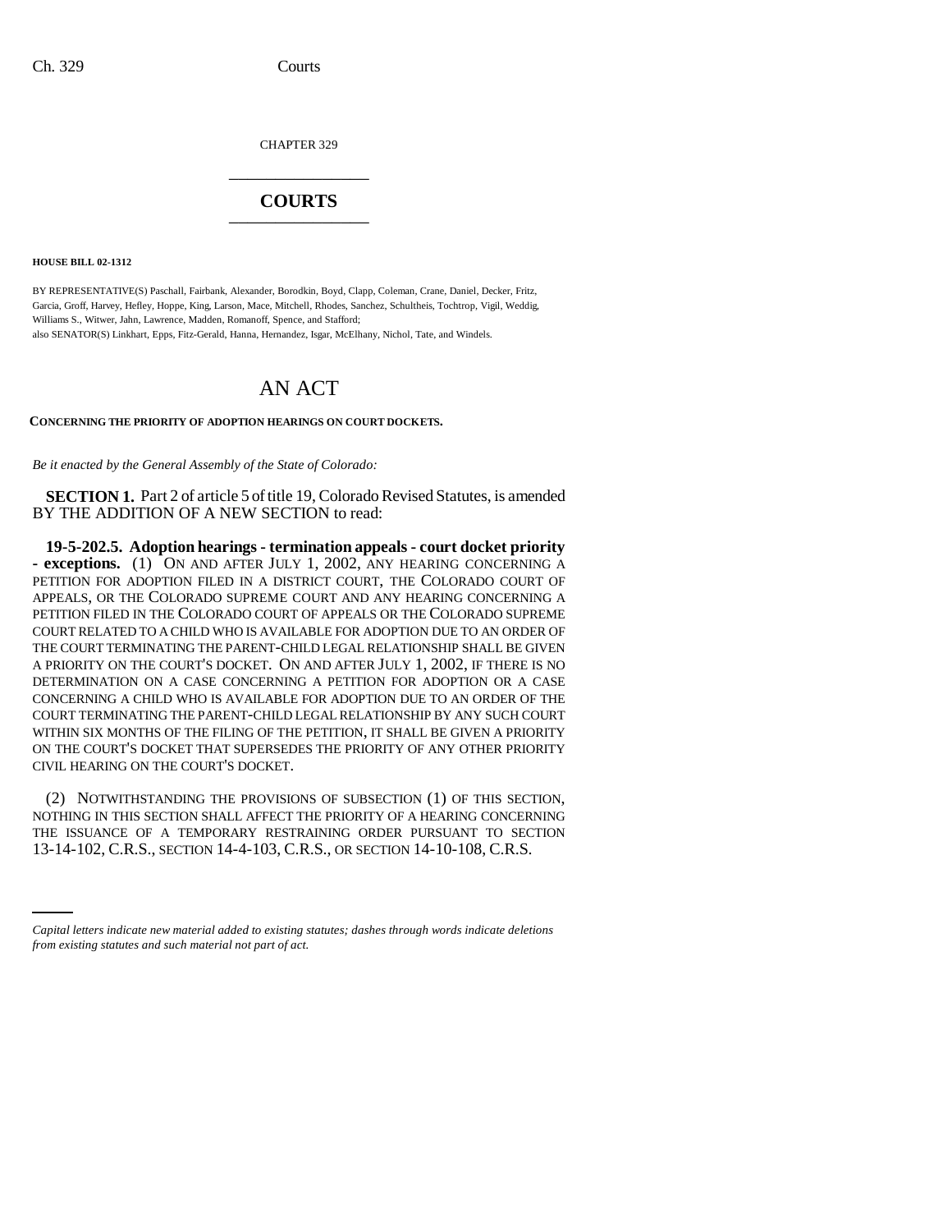CHAPTER 329

# COURTS

**HOUSE BILL 02-1312**

BY REPRESENTATIVE(S) Paschall, Fairbank, Alexander, Borodkin, Boyd, Clapp, Coleman, Crane, Daniel, Decker, Fritz, Garcia, Groff, Harvey, Hefley, Hoppe, King, Larson, Mace, Mitchell, Rhodes, Sanchez, Schultheis, Tochtrop, Vigil, Weddig, Williams S., Witwer, Jahn, Lawrence, Madden, Romanoff, Spence, and Stafford;
also SENATOR(S) Linkhart, Epps, Fitz-Gerald, Hanna, Hernandez, Isgar, McElhany, Nichol, Tate, and Windels.

# AN ACT

**CONCERNING THE PRIORITY OF ADOPTION HEARINGS ON COURT DOCKETS.**

*Be it enacted by the General Assembly of the State of Colorado:*

**SECTION 1.** Part 2 of article 5 of title 19, Colorado Revised Statutes, is amended BY THE ADDITION OF A NEW SECTION to read:

**19-5-202.5. Adoption hearings - termination appeals - court docket priority - exceptions.** (1) ON AND AFTER JULY 1, 2002, ANY HEARING CONCERNING A PETITION FOR ADOPTION FILED IN A DISTRICT COURT, THE COLORADO COURT OF APPEALS, OR THE COLORADO SUPREME COURT AND ANY HEARING CONCERNING A PETITION FILED IN THE COLORADO COURT OF APPEALS OR THE COLORADO SUPREME COURT RELATED TO A CHILD WHO IS AVAILABLE FOR ADOPTION DUE TO AN ORDER OF THE COURT TERMINATING THE PARENT-CHILD LEGAL RELATIONSHIP SHALL BE GIVEN A PRIORITY ON THE COURT'S DOCKET. ON AND AFTER JULY 1, 2002, IF THERE IS NO DETERMINATION ON A CASE CONCERNING A PETITION FOR ADOPTION OR A CASE CONCERNING A CHILD WHO IS AVAILABLE FOR ADOPTION DUE TO AN ORDER OF THE COURT TERMINATING THE PARENT-CHILD LEGAL RELATIONSHIP BY ANY SUCH COURT WITHIN SIX MONTHS OF THE FILING OF THE PETITION, IT SHALL BE GIVEN A PRIORITY ON THE COURT'S DOCKET THAT SUPERSEDES THE PRIORITY OF ANY OTHER PRIORITY CIVIL HEARING ON THE COURT'S DOCKET.

(2) NOTWITHSTANDING THE PROVISIONS OF SUBSECTION (1) OF THIS SECTION, NOTHING IN THIS SECTION SHALL AFFECT THE PRIORITY OF A HEARING CONCERNING THE ISSUANCE OF A TEMPORARY RESTRAINING ORDER PURSUANT TO SECTION 13-14-102, C.R.S., SECTION 14-4-103, C.R.S., OR SECTION 14-10-108, C.R.S.

*Capital letters indicate new material added to existing statutes; dashes through words indicate deletions from existing statutes and such material not part of act.*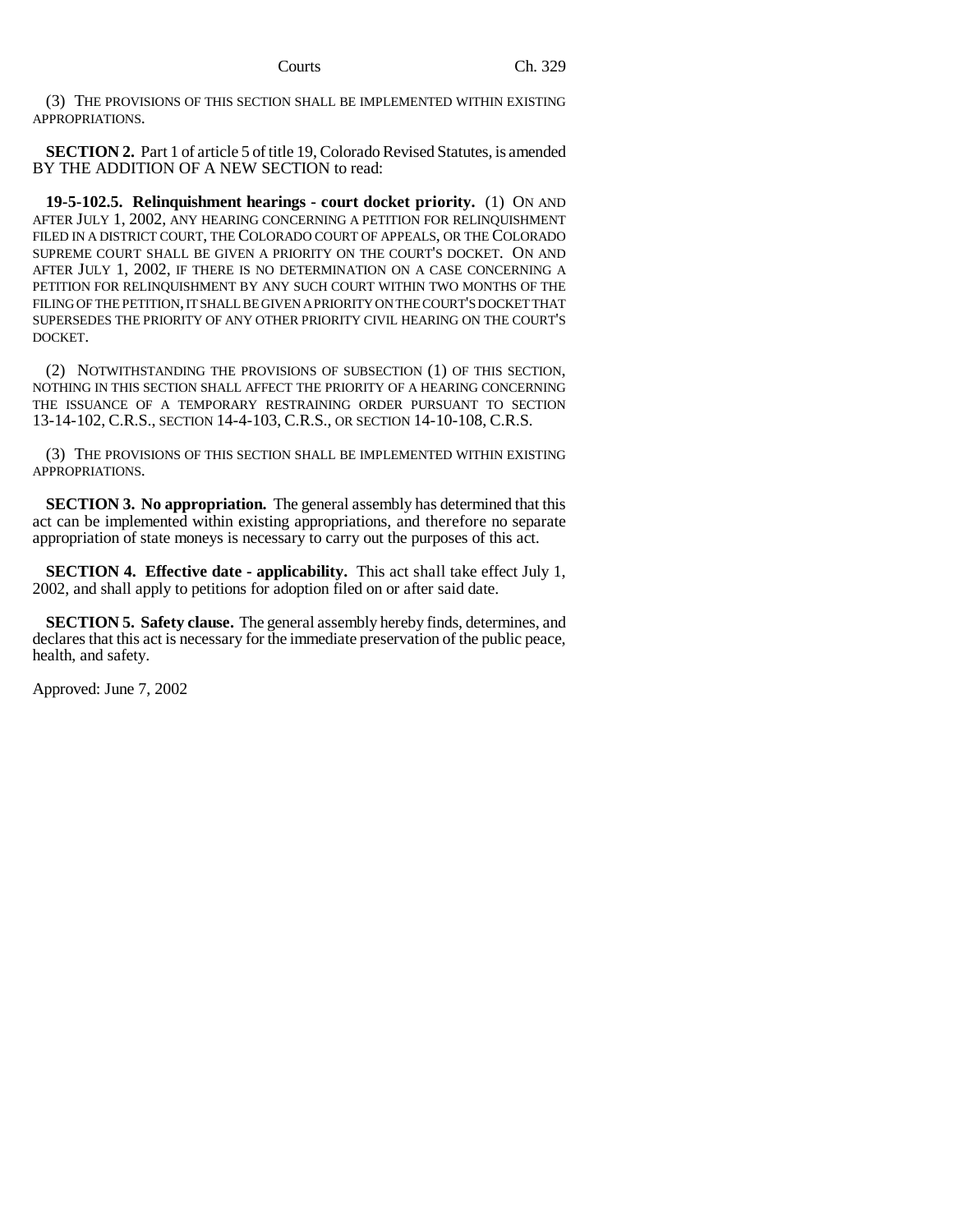(3) THE PROVISIONS OF THIS SECTION SHALL BE IMPLEMENTED WITHIN EXISTING APPROPRIATIONS.

**SECTION 2.** Part 1 of article 5 of title 19, Colorado Revised Statutes, is amended BY THE ADDITION OF A NEW SECTION to read:

**19-5-102.5. Relinquishment hearings - court docket priority.** (1) ON AND AFTER JULY 1, 2002, ANY HEARING CONCERNING A PETITION FOR RELINQUISHMENT FILED IN A DISTRICT COURT, THE COLORADO COURT OF APPEALS, OR THE COLORADO SUPREME COURT SHALL BE GIVEN A PRIORITY ON THE COURT'S DOCKET. ON AND AFTER JULY 1, 2002, IF THERE IS NO DETERMINATION ON A CASE CONCERNING A PETITION FOR RELINQUISHMENT BY ANY SUCH COURT WITHIN TWO MONTHS OF THE FILING OF THE PETITION, IT SHALL BE GIVEN A PRIORITY ON THE COURT'S DOCKET THAT SUPERSEDES THE PRIORITY OF ANY OTHER PRIORITY CIVIL HEARING ON THE COURT'S DOCKET.

(2) NOTWITHSTANDING THE PROVISIONS OF SUBSECTION (1) OF THIS SECTION, NOTHING IN THIS SECTION SHALL AFFECT THE PRIORITY OF A HEARING CONCERNING THE ISSUANCE OF A TEMPORARY RESTRAINING ORDER PURSUANT TO SECTION 13-14-102, C.R.S., SECTION 14-4-103, C.R.S., OR SECTION 14-10-108, C.R.S.

(3) THE PROVISIONS OF THIS SECTION SHALL BE IMPLEMENTED WITHIN EXISTING APPROPRIATIONS.

**SECTION 3. No appropriation.** The general assembly has determined that this act can be implemented within existing appropriations, and therefore no separate appropriation of state moneys is necessary to carry out the purposes of this act.

**SECTION 4. Effective date - applicability.** This act shall take effect July 1, 2002, and shall apply to petitions for adoption filed on or after said date.

**SECTION 5. Safety clause.** The general assembly hereby finds, determines, and declares that this act is necessary for the immediate preservation of the public peace, health, and safety.

Approved: June 7, 2002